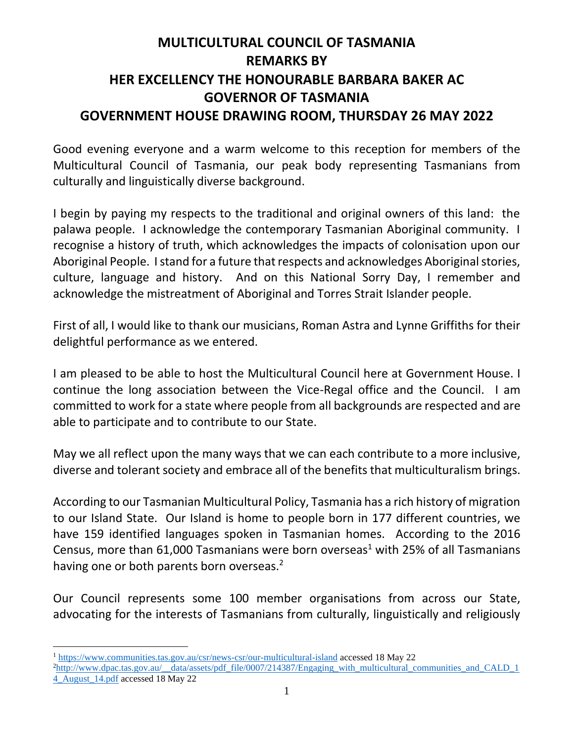# MULTICULTURAL COUNCIL OF TASMANIA
# REMARKS BY
# HER EXCELLENCY THE HONOURABLE BARBARA BAKER AC
# GOVERNOR OF TASMANIA
# GOVERNMENT HOUSE DRAWING ROOM, THURSDAY 26 MAY 2022

Good evening everyone and a warm welcome to this reception for members of the Multicultural Council of Tasmania, our peak body representing Tasmanians from culturally and linguistically diverse background.

I begin by paying my respects to the traditional and original owners of this land: the palawa people. I acknowledge the contemporary Tasmanian Aboriginal community. I recognise a history of truth, which acknowledges the impacts of colonisation upon our Aboriginal People. I stand for a future that respects and acknowledges Aboriginal stories, culture, language and history. And on this National Sorry Day, I remember and acknowledge the mistreatment of Aboriginal and Torres Strait Islander people.

First of all, I would like to thank our musicians, Roman Astra and Lynne Griffiths for their delightful performance as we entered.

I am pleased to be able to host the Multicultural Council here at Government House. I continue the long association between the Vice-Regal office and the Council. I am committed to work for a state where people from all backgrounds are respected and are able to participate and to contribute to our State.

May we all reflect upon the many ways that we can each contribute to a more inclusive, diverse and tolerant society and embrace all of the benefits that multiculturalism brings.

According to our Tasmanian Multicultural Policy, Tasmania has a rich history of migration to our Island State. Our Island is home to people born in 177 different countries, we have 159 identified languages spoken in Tasmanian homes. According to the 2016 Census, more than 61,000 Tasmanians were born overseas[1] with 25% of all Tasmanians having one or both parents born overseas.[2]

Our Council represents some 100 member organisations from across our State, advocating for the interests of Tasmanians from culturally, linguistically and religiously

---

[1] https://www.communities.tas.gov.au/csr/news-csr/our-multicultural-island accessed 18 May 22

[2] http://www.dpac.tas.gov.au/__data/assets/pdf_file/0007/214387/Engaging_with_multicultural_communities_and_CALD_14_August_14.pdf accessed 18 May 22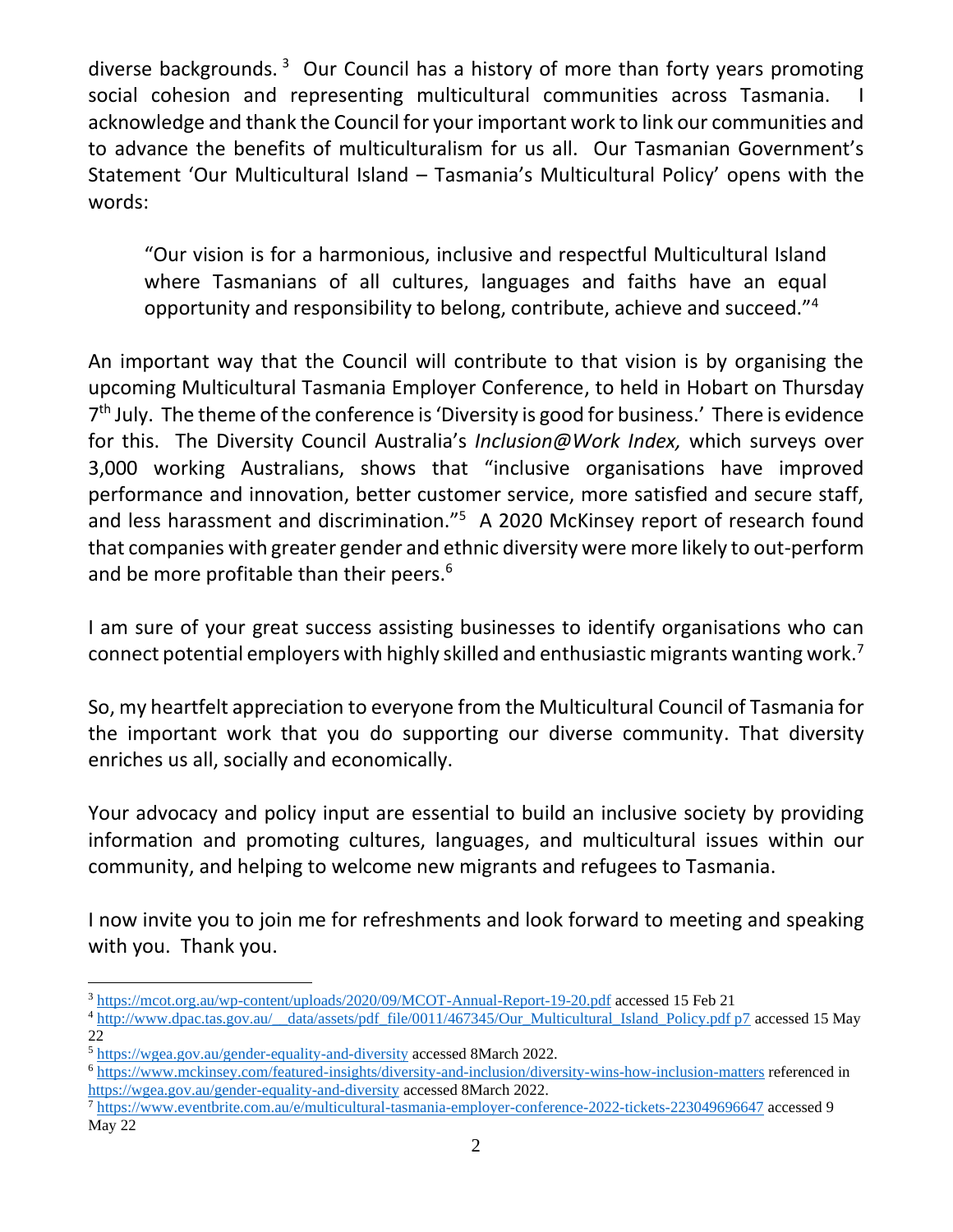diverse backgrounds.[3] Our Council has a history of more than forty years promoting social cohesion and representing multicultural communities across Tasmania. I acknowledge and thank the Council for your important work to link our communities and to advance the benefits of multiculturalism for us all. Our Tasmanian Government's Statement 'Our Multicultural Island – Tasmania's Multicultural Policy' opens with the words:

> "Our vision is for a harmonious, inclusive and respectful Multicultural Island where Tasmanians of all cultures, languages and faiths have an equal opportunity and responsibility to belong, contribute, achieve and succeed."[4]

An important way that the Council will contribute to that vision is by organising the upcoming Multicultural Tasmania Employer Conference, to held in Hobart on Thursday 7th July. The theme of the conference is 'Diversity is good for business.' There is evidence for this. The Diversity Council Australia's *Inclusion@Work Index,* which surveys over 3,000 working Australians, shows that "inclusive organisations have improved performance and innovation, better customer service, more satisfied and secure staff, and less harassment and discrimination."[5] A 2020 McKinsey report of research found that companies with greater gender and ethnic diversity were more likely to out-perform and be more profitable than their peers.[6]

I am sure of your great success assisting businesses to identify organisations who can connect potential employers with highly skilled and enthusiastic migrants wanting work.[7]

So, my heartfelt appreciation to everyone from the Multicultural Council of Tasmania for the important work that you do supporting our diverse community. That diversity enriches us all, socially and economically.

Your advocacy and policy input are essential to build an inclusive society by providing information and promoting cultures, languages, and multicultural issues within our community, and helping to welcome new migrants and refugees to Tasmania.

I now invite you to join me for refreshments and look forward to meeting and speaking with you. Thank you.

---

[3] https://mcot.org.au/wp-content/uploads/2020/09/MCOT-Annual-Report-19-20.pdf accessed 15 Feb 21

[4] http://www.dpac.tas.gov.au/__data/assets/pdf_file/0011/467345/Our_Multicultural_Island_Policy.pdf p7 accessed 15 May 22

[5] https://wgea.gov.au/gender-equality-and-diversity accessed 8March 2022.

[6] https://www.mckinsey.com/featured-insights/diversity-and-inclusion/diversity-wins-how-inclusion-matters referenced in https://wgea.gov.au/gender-equality-and-diversity accessed 8March 2022.

[7] https://www.eventbrite.com.au/e/multicultural-tasmania-employer-conference-2022-tickets-223049696647 accessed 9 May 22